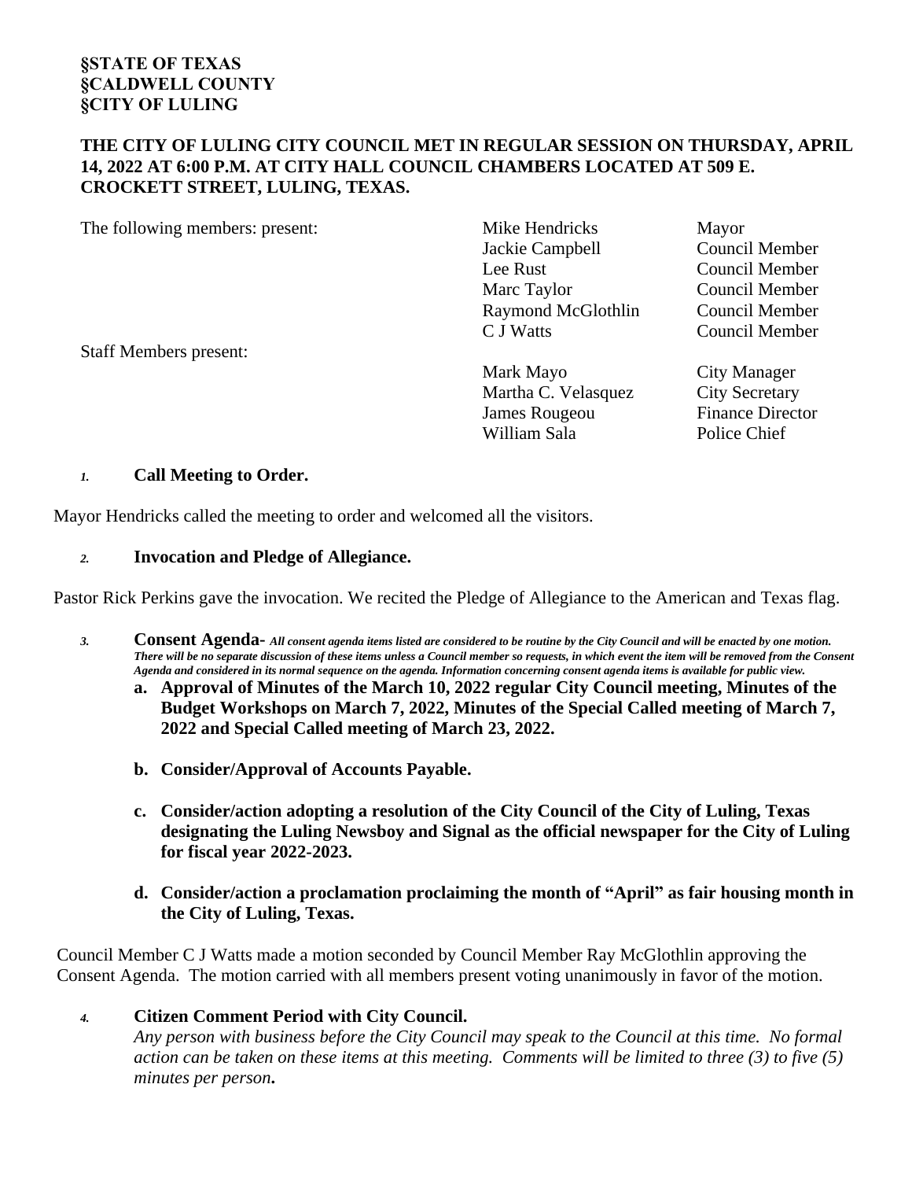**§STATE OF TEXAS**
**§CALDWELL COUNTY**
**§CITY OF LULING**

**THE CITY OF LULING CITY COUNCIL MET IN REGULAR SESSION ON THURSDAY, APRIL 14, 2022 AT 6:00 P.M. AT CITY HALL COUNCIL CHAMBERS LOCATED AT 509 E. CROCKETT STREET, LULING, TEXAS.**

| | | |
|---|---|---|
| The following members: present: | Mike Hendricks | Mayor |
| | Jackie Campbell | Council Member |
| | Lee Rust | Council Member |
| | Marc Taylor | Council Member |
| | Raymond McGlothlin | Council Member |
| | C J Watts | Council Member |
| Staff Members present: | | |
| | Mark Mayo | City Manager |
| | Martha C. Velasquez | City Secretary |
| | James Rougeou | Finance Director |
| | William Sala | Police Chief |

*1.* **Call Meeting to Order.**

Mayor Hendricks called the meeting to order and welcomed all the visitors.

*2.* **Invocation and Pledge of Allegiance.**

Pastor Rick Perkins gave the invocation. We recited the Pledge of Allegiance to the American and Texas flag.

*3.* **Consent Agenda-** ***All consent agenda items listed are considered to be routine by the City Council and will be enacted by one motion. There will be no separate discussion of these items unless a Council member so requests, in which event the item will be removed from the Consent Agenda and considered in its normal sequence on the agenda. Information concerning consent agenda items is available for public view.***

**a. Approval of Minutes of the March 10, 2022 regular City Council meeting, Minutes of the Budget Workshops on March 7, 2022, Minutes of the Special Called meeting of March 7, 2022 and Special Called meeting of March 23, 2022.**

**b. Consider/Approval of Accounts Payable.**

**c. Consider/action adopting a resolution of the City Council of the City of Luling, Texas designating the Luling Newsboy and Signal as the official newspaper for the City of Luling for fiscal year 2022-2023.**

**d. Consider/action a proclamation proclaiming the month of "April" as fair housing month in the City of Luling, Texas.**

Council Member C J Watts made a motion seconded by Council Member Ray McGlothlin approving the Consent Agenda. The motion carried with all members present voting unanimously in favor of the motion.

*4.* **Citizen Comment Period with City Council.**
*Any person with business before the City Council may speak to the Council at this time. No formal action can be taken on these items at this meeting. Comments will be limited to three (3) to five (5) minutes per person.*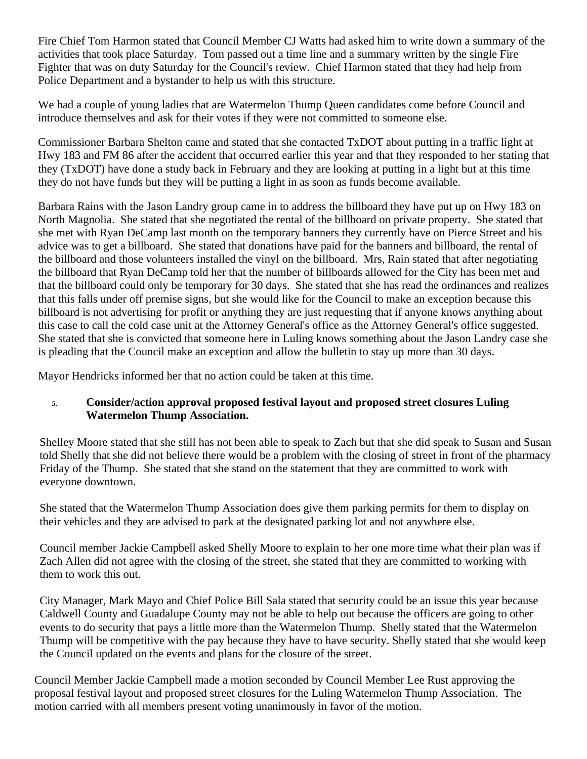Fire Chief Tom Harmon stated that Council Member CJ Watts had asked him to write down a summary of the activities that took place Saturday. Tom passed out a time line and a summary written by the single Fire Fighter that was on duty Saturday for the Council's review. Chief Harmon stated that they had help from Police Department and a bystander to help us with this structure.

We had a couple of young ladies that are Watermelon Thump Queen candidates come before Council and introduce themselves and ask for their votes if they were not committed to someone else.

Commissioner Barbara Shelton came and stated that she contacted TxDOT about putting in a traffic light at Hwy 183 and FM 86 after the accident that occurred earlier this year and that they responded to her stating that they (TxDOT) have done a study back in February and they are looking at putting in a light but at this time they do not have funds but they will be putting a light in as soon as funds become available.

Barbara Rains with the Jason Landry group came in to address the billboard they have put up on Hwy 183 on North Magnolia. She stated that she negotiated the rental of the billboard on private property. She stated that she met with Ryan DeCamp last month on the temporary banners they currently have on Pierce Street and his advice was to get a billboard. She stated that donations have paid for the banners and billboard, the rental of the billboard and those volunteers installed the vinyl on the billboard. Mrs, Rain stated that after negotiating the billboard that Ryan DeCamp told her that the number of billboards allowed for the City has been met and that the billboard could only be temporary for 30 days. She stated that she has read the ordinances and realizes that this falls under off premise signs, but she would like for the Council to make an exception because this billboard is not advertising for profit or anything they are just requesting that if anyone knows anything about this case to call the cold case unit at the Attorney General's office as the Attorney General's office suggested. She stated that she is convicted that someone here in Luling knows something about the Jason Landry case she is pleading that the Council make an exception and allow the bulletin to stay up more than 30 days.

Mayor Hendricks informed her that no action could be taken at this time.

*5.* **Consider/action approval proposed festival layout and proposed street closures Luling Watermelon Thump Association.**

Shelley Moore stated that she still has not been able to speak to Zach but that she did speak to Susan and Susan told Shelly that she did not believe there would be a problem with the closing of street in front of the pharmacy Friday of the Thump. She stated that she stand on the statement that they are committed to work with everyone downtown.

She stated that the Watermelon Thump Association does give them parking permits for them to display on their vehicles and they are advised to park at the designated parking lot and not anywhere else.

Council member Jackie Campbell asked Shelly Moore to explain to her one more time what their plan was if Zach Allen did not agree with the closing of the street, she stated that they are committed to working with them to work this out.

City Manager, Mark Mayo and Chief Police Bill Sala stated that security could be an issue this year because Caldwell County and Guadalupe County may not be able to help out because the officers are going to other events to do security that pays a little more than the Watermelon Thump. Shelly stated that the Watermelon Thump will be competitive with the pay because they have to have security. Shelly stated that she would keep the Council updated on the events and plans for the closure of the street.

Council Member Jackie Campbell made a motion seconded by Council Member Lee Rust approving the proposal festival layout and proposed street closures for the Luling Watermelon Thump Association. The motion carried with all members present voting unanimously in favor of the motion.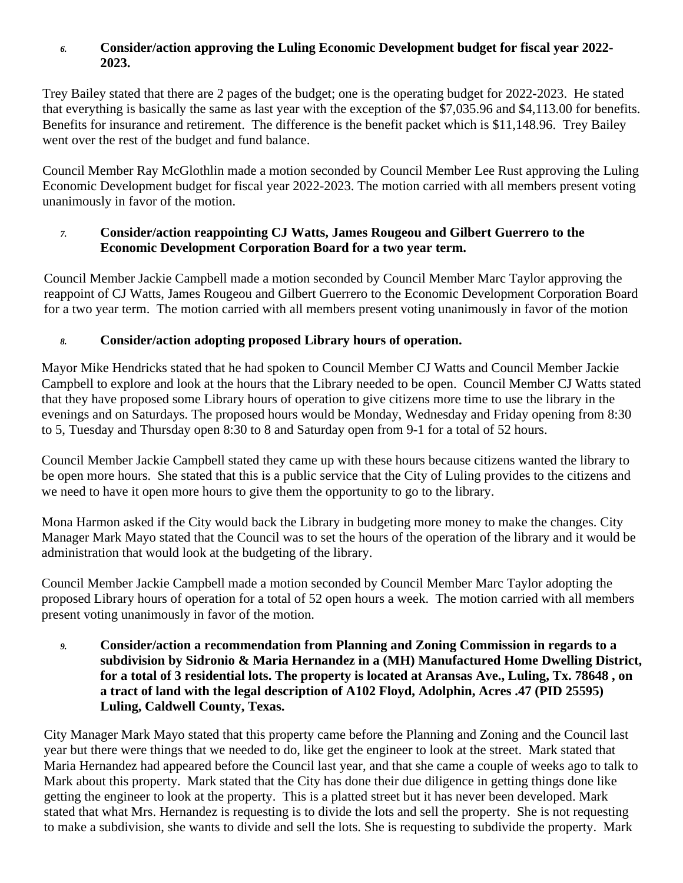6. **Consider/action approving the Luling Economic Development budget for fiscal year 2022-2023.**

Trey Bailey stated that there are 2 pages of the budget; one is the operating budget for 2022-2023. He stated that everything is basically the same as last year with the exception of the $7,035.96 and $4,113.00 for benefits. Benefits for insurance and retirement. The difference is the benefit packet which is $11,148.96. Trey Bailey went over the rest of the budget and fund balance.

Council Member Ray McGlothlin made a motion seconded by Council Member Lee Rust approving the Luling Economic Development budget for fiscal year 2022-2023. The motion carried with all members present voting unanimously in favor of the motion.

7. **Consider/action reappointing CJ Watts, James Rougeou and Gilbert Guerrero to the Economic Development Corporation Board for a two year term.**

Council Member Jackie Campbell made a motion seconded by Council Member Marc Taylor approving the reappoint of CJ Watts, James Rougeou and Gilbert Guerrero to the Economic Development Corporation Board for a two year term. The motion carried with all members present voting unanimously in favor of the motion

8. **Consider/action adopting proposed Library hours of operation.**

Mayor Mike Hendricks stated that he had spoken to Council Member CJ Watts and Council Member Jackie Campbell to explore and look at the hours that the Library needed to be open. Council Member CJ Watts stated that they have proposed some Library hours of operation to give citizens more time to use the library in the evenings and on Saturdays. The proposed hours would be Monday, Wednesday and Friday opening from 8:30 to 5, Tuesday and Thursday open 8:30 to 8 and Saturday open from 9-1 for a total of 52 hours.

Council Member Jackie Campbell stated they came up with these hours because citizens wanted the library to be open more hours. She stated that this is a public service that the City of Luling provides to the citizens and we need to have it open more hours to give them the opportunity to go to the library.

Mona Harmon asked if the City would back the Library in budgeting more money to make the changes. City Manager Mark Mayo stated that the Council was to set the hours of the operation of the library and it would be administration that would look at the budgeting of the library.

Council Member Jackie Campbell made a motion seconded by Council Member Marc Taylor adopting the proposed Library hours of operation for a total of 52 open hours a week. The motion carried with all members present voting unanimously in favor of the motion.

9. **Consider/action a recommendation from Planning and Zoning Commission in regards to a subdivision by Sidronio & Maria Hernandez in a (MH) Manufactured Home Dwelling District, for a total of 3 residential lots. The property is located at Aransas Ave., Luling, Tx. 78648 , on a tract of land with the legal description of A102 Floyd, Adolphin, Acres .47 (PID 25595) Luling, Caldwell County, Texas.**

City Manager Mark Mayo stated that this property came before the Planning and Zoning and the Council last year but there were things that we needed to do, like get the engineer to look at the street. Mark stated that Maria Hernandez had appeared before the Council last year, and that she came a couple of weeks ago to talk to Mark about this property. Mark stated that the City has done their due diligence in getting things done like getting the engineer to look at the property. This is a platted street but it has never been developed. Mark stated that what Mrs. Hernandez is requesting is to divide the lots and sell the property. She is not requesting to make a subdivision, she wants to divide and sell the lots. She is requesting to subdivide the property. Mark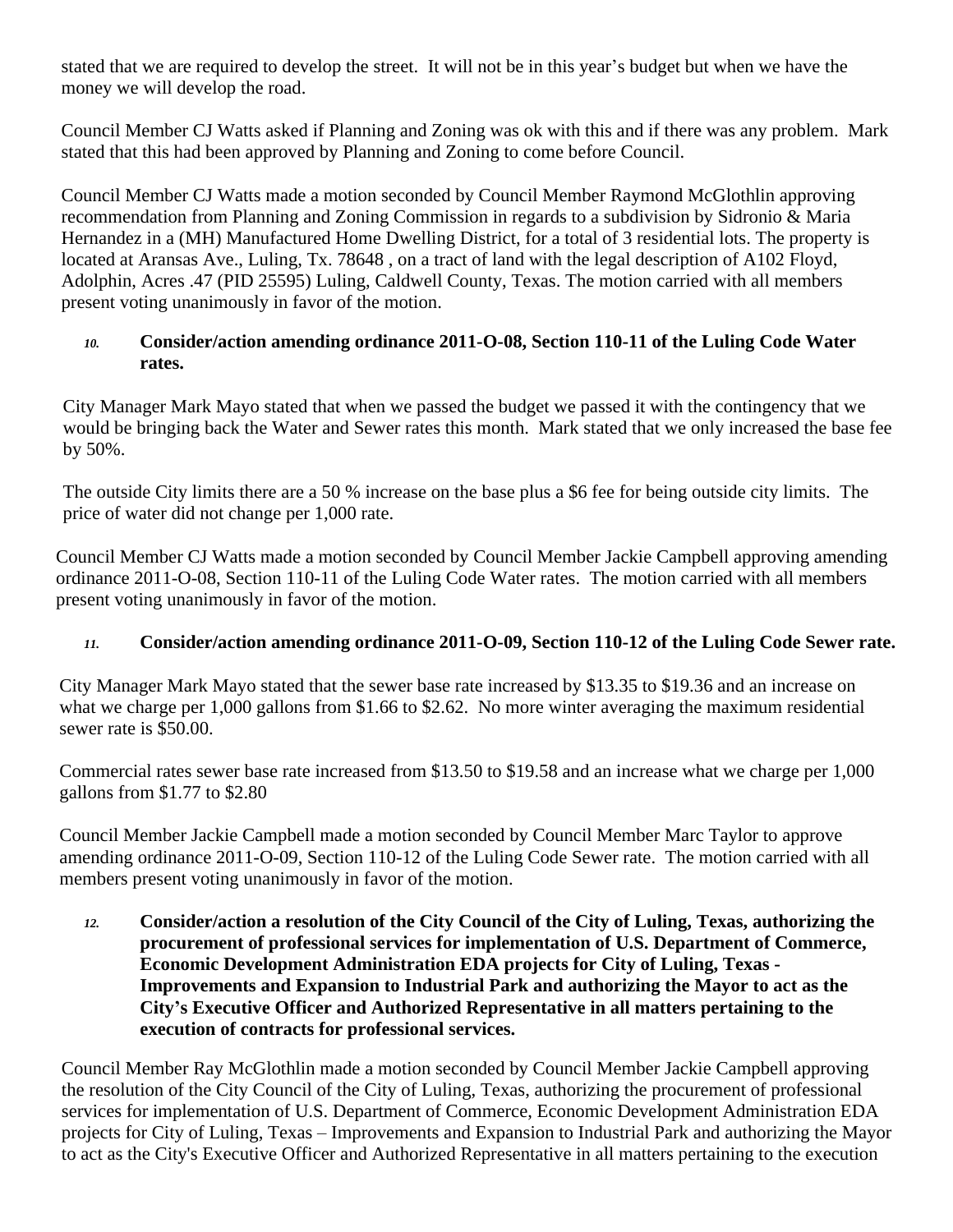stated that we are required to develop the street. It will not be in this year's budget but when we have the money we will develop the road.

Council Member CJ Watts asked if Planning and Zoning was ok with this and if there was any problem. Mark stated that this had been approved by Planning and Zoning to come before Council.

Council Member CJ Watts made a motion seconded by Council Member Raymond McGlothlin approving recommendation from Planning and Zoning Commission in regards to a subdivision by Sidronio & Maria Hernandez in a (MH) Manufactured Home Dwelling District, for a total of 3 residential lots. The property is located at Aransas Ave., Luling, Tx. 78648 , on a tract of land with the legal description of A102 Floyd, Adolphin, Acres .47 (PID 25595) Luling, Caldwell County, Texas. The motion carried with all members present voting unanimously in favor of the motion.

*10.* **Consider/action amending ordinance 2011-O-08, Section 110-11 of the Luling Code Water rates.**

City Manager Mark Mayo stated that when we passed the budget we passed it with the contingency that we would be bringing back the Water and Sewer rates this month. Mark stated that we only increased the base fee by 50%.

The outside City limits there are a 50 % increase on the base plus a $6 fee for being outside city limits. The price of water did not change per 1,000 rate.

Council Member CJ Watts made a motion seconded by Council Member Jackie Campbell approving amending ordinance 2011-O-08, Section 110-11 of the Luling Code Water rates. The motion carried with all members present voting unanimously in favor of the motion.

*11.* **Consider/action amending ordinance 2011-O-09, Section 110-12 of the Luling Code Sewer rate.**

City Manager Mark Mayo stated that the sewer base rate increased by $13.35 to $19.36 and an increase on what we charge per 1,000 gallons from $1.66 to $2.62. No more winter averaging the maximum residential sewer rate is $50.00.

Commercial rates sewer base rate increased from $13.50 to $19.58 and an increase what we charge per 1,000 gallons from $1.77 to $2.80

Council Member Jackie Campbell made a motion seconded by Council Member Marc Taylor to approve amending ordinance 2011-O-09, Section 110-12 of the Luling Code Sewer rate. The motion carried with all members present voting unanimously in favor of the motion.

*12.* **Consider/action a resolution of the City Council of the City of Luling, Texas, authorizing the procurement of professional services for implementation of U.S. Department of Commerce, Economic Development Administration EDA projects for City of Luling, Texas - Improvements and Expansion to Industrial Park and authorizing the Mayor to act as the City's Executive Officer and Authorized Representative in all matters pertaining to the execution of contracts for professional services.**

Council Member Ray McGlothlin made a motion seconded by Council Member Jackie Campbell approving the resolution of the City Council of the City of Luling, Texas, authorizing the procurement of professional services for implementation of U.S. Department of Commerce, Economic Development Administration EDA projects for City of Luling, Texas – Improvements and Expansion to Industrial Park and authorizing the Mayor to act as the City's Executive Officer and Authorized Representative in all matters pertaining to the execution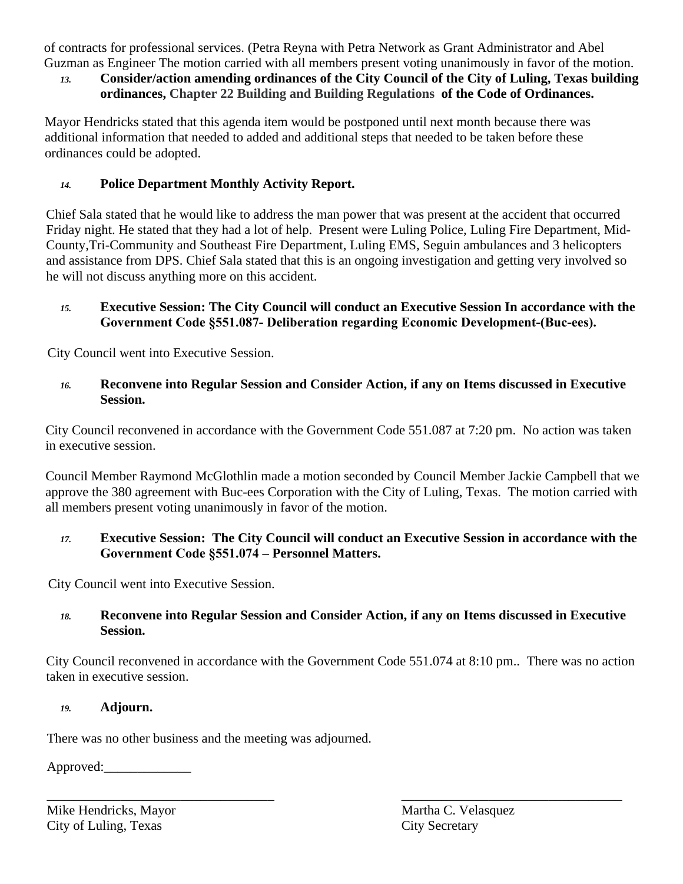of contracts for professional services. (Petra Reyna with Petra Network as Grant Administrator and Abel Guzman as Engineer The motion carried with all members present voting unanimously in favor of the motion.

*13.* **Consider/action amending ordinances of the City Council of the City of Luling, Texas building ordinances, Chapter 22 Building and Building Regulations of the Code of Ordinances.**

Mayor Hendricks stated that this agenda item would be postponed until next month because there was additional information that needed to added and additional steps that needed to be taken before these ordinances could be adopted.

*14.* **Police Department Monthly Activity Report.**

Chief Sala stated that he would like to address the man power that was present at the accident that occurred Friday night. He stated that they had a lot of help. Present were Luling Police, Luling Fire Department, Mid-County,Tri-Community and Southeast Fire Department, Luling EMS, Seguin ambulances and 3 helicopters and assistance from DPS. Chief Sala stated that this is an ongoing investigation and getting very involved so he will not discuss anything more on this accident.

*15.* **Executive Session: The City Council will conduct an Executive Session In accordance with the Government Code §551.087- Deliberation regarding Economic Development-(Buc-ees).**

City Council went into Executive Session.

*16.* **Reconvene into Regular Session and Consider Action, if any on Items discussed in Executive Session.**

City Council reconvened in accordance with the Government Code 551.087 at 7:20 pm. No action was taken in executive session.

Council Member Raymond McGlothlin made a motion seconded by Council Member Jackie Campbell that we approve the 380 agreement with Buc-ees Corporation with the City of Luling, Texas. The motion carried with all members present voting unanimously in favor of the motion.

*17.* **Executive Session: The City Council will conduct an Executive Session in accordance with the Government Code §551.074 – Personnel Matters.**

City Council went into Executive Session.

*18.* **Reconvene into Regular Session and Consider Action, if any on Items discussed in Executive Session.**

City Council reconvened in accordance with the Government Code 551.074 at 8:10 pm.. There was no action taken in executive session.

*19.* **Adjourn.**

There was no other business and the meeting was adjourned.

Approved:_____________

___________________________________

Mike Hendricks, Mayor
City of Luling, Texas

___________________________________

Martha C. Velasquez
City Secretary